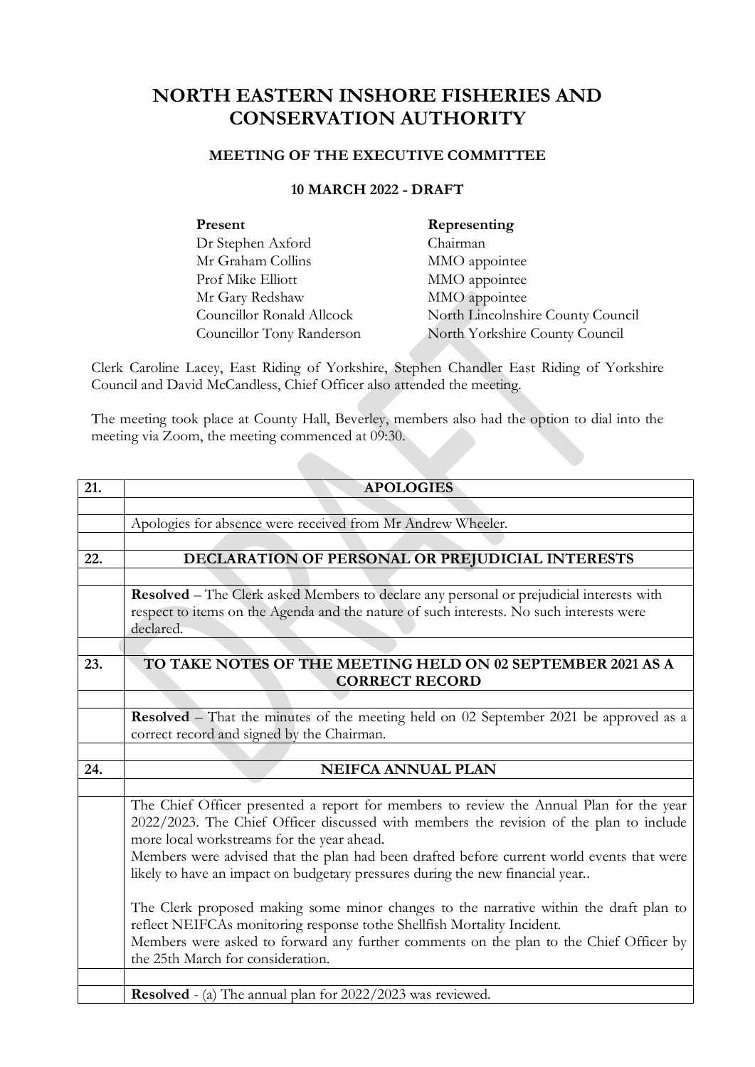# NORTH EASTERN INSHORE FISHERIES AND CONSERVATION AUTHORITY

## MEETING OF THE EXECUTIVE COMMITTEE

### 10 MARCH 2022 - DRAFT

| Present | Representing |
|---|---|
| Dr Stephen Axford | Chairman |
| Mr Graham Collins | MMO appointee |
| Prof Mike Elliott | MMO appointee |
| Mr Gary Redshaw | MMO appointee |
| Councillor Ronald Allcock | North Lincolnshire County Council |
| Councillor Tony Randerson | North Yorkshire County Council |

Clerk Caroline Lacey, East Riding of Yorkshire, Stephen Chandler East Riding of Yorkshire Council and David McCandless, Chief Officer also attended the meeting.

The meeting took place at County Hall, Beverley, members also had the option to dial into the meeting via Zoom, the meeting commenced at 09:30.

| | |
|---|---|
| **21.** | **APOLOGIES** |
| | Apologies for absence were received from Mr Andrew Wheeler. |
| **22.** | **DECLARATION OF PERSONAL OR PREJUDICIAL INTERESTS** |
| | **Resolved** – The Clerk asked Members to declare any personal or prejudicial interests with respect to items on the Agenda and the nature of such interests. No such interests were declared. |
| **23.** | **TO TAKE NOTES OF THE MEETING HELD ON 02 SEPTEMBER 2021 AS A CORRECT RECORD** |
| | **Resolved** – That the minutes of the meeting held on 02 September 2021 be approved as a correct record and signed by the Chairman. |
| **24.** | **NEIFCA ANNUAL PLAN** |
| | The Chief Officer presented a report for members to review the Annual Plan for the year 2022/2023. The Chief Officer discussed with members the revision of the plan to include more local workstreams for the year ahead.<br>Members were advised that the plan had been drafted before current world events that were likely to have an impact on budgetary pressures during the new financial year..<br><br>The Clerk proposed making some minor changes to the narrative within the draft plan to reflect NEIFCAs monitoring response tothe Shellfish Mortality Incident.<br>Members were asked to forward any further comments on the plan to the Chief Officer by the 25th March for consideration. |
| | **Resolved** - (a) The annual plan for 2022/2023 was reviewed. |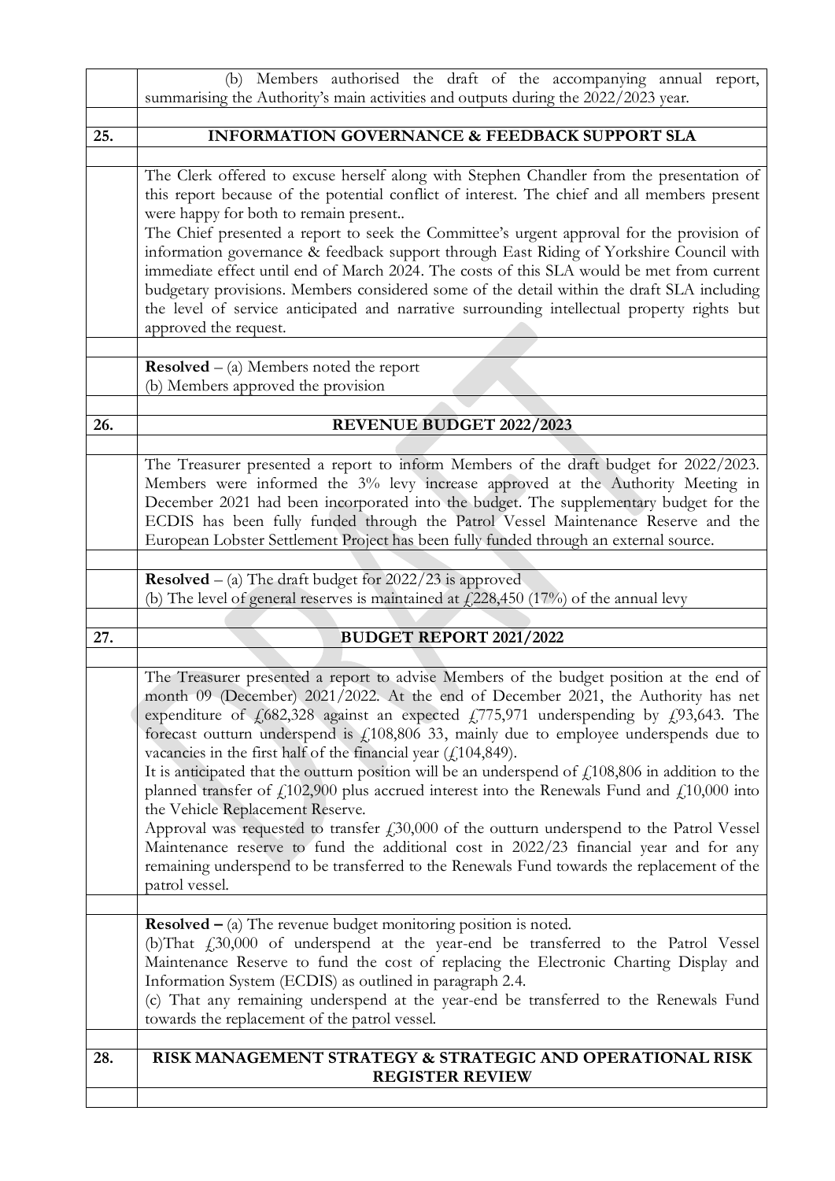(b) Members authorised the draft of the accompanying annual report, summarising the Authority's main activities and outputs during the 2022/2023 year.

## 25. INFORMATION GOVERNANCE & FEEDBACK SUPPORT SLA

The Clerk offered to excuse herself along with Stephen Chandler from the presentation of this report because of the potential conflict of interest. The chief and all members present were happy for both to remain present..

The Chief presented a report to seek the Committee's urgent approval for the provision of information governance & feedback support through East Riding of Yorkshire Council with immediate effect until end of March 2024. The costs of this SLA would be met from current budgetary provisions. Members considered some of the detail within the draft SLA including the level of service anticipated and narrative surrounding intellectual property rights but approved the request.

**Resolved** – (a) Members noted the report
(b) Members approved the provision

## 26. REVENUE BUDGET 2022/2023

The Treasurer presented a report to inform Members of the draft budget for 2022/2023. Members were informed the 3% levy increase approved at the Authority Meeting in December 2021 had been incorporated into the budget. The supplementary budget for the ECDIS has been fully funded through the Patrol Vessel Maintenance Reserve and the European Lobster Settlement Project has been fully funded through an external source.

**Resolved** – (a) The draft budget for 2022/23 is approved
(b) The level of general reserves is maintained at £228,450 (17%) of the annual levy

## 27. BUDGET REPORT 2021/2022

The Treasurer presented a report to advise Members of the budget position at the end of month 09 (December) 2021/2022. At the end of December 2021, the Authority has net expenditure of £682,328 against an expected £775,971 underspending by £93,643. The forecast outturn underspend is £108,806 33, mainly due to employee underspends due to vacancies in the first half of the financial year (£104,849).

It is anticipated that the outturn position will be an underspend of £108,806 in addition to the planned transfer of £102,900 plus accrued interest into the Renewals Fund and £10,000 into the Vehicle Replacement Reserve.

Approval was requested to transfer £30,000 of the outturn underspend to the Patrol Vessel Maintenance reserve to fund the additional cost in 2022/23 financial year and for any remaining underspend to be transferred to the Renewals Fund towards the replacement of the patrol vessel.

**Resolved –** (a) The revenue budget monitoring position is noted.
(b)That £30,000 of underspend at the year-end be transferred to the Patrol Vessel Maintenance Reserve to fund the cost of replacing the Electronic Charting Display and Information System (ECDIS) as outlined in paragraph 2.4.
(c) That any remaining underspend at the year-end be transferred to the Renewals Fund towards the replacement of the patrol vessel.

## 28. RISK MANAGEMENT STRATEGY & STRATEGIC AND OPERATIONAL RISK REGISTER REVIEW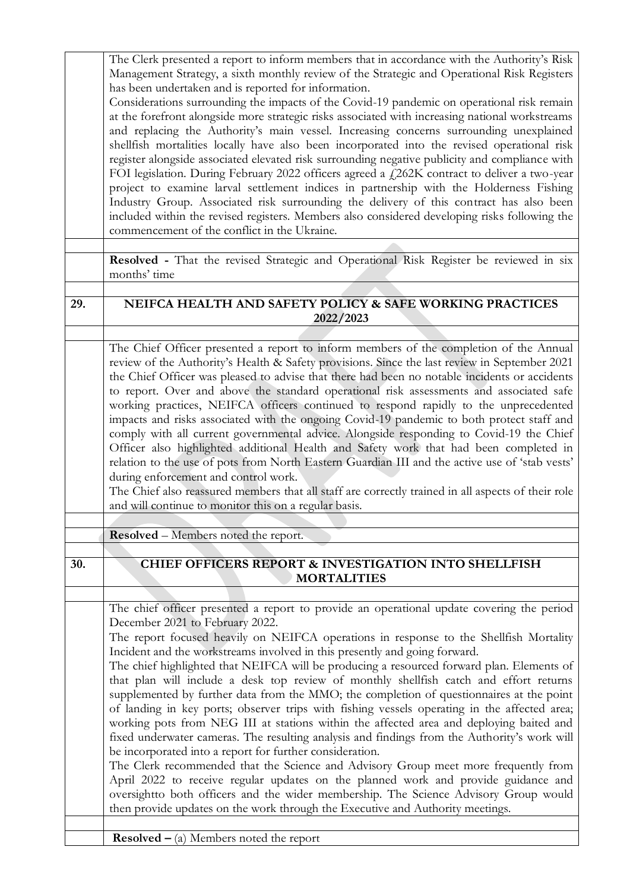The Clerk presented a report to inform members that in accordance with the Authority's Risk Management Strategy, a sixth monthly review of the Strategic and Operational Risk Registers has been undertaken and is reported for information.

Considerations surrounding the impacts of the Covid-19 pandemic on operational risk remain at the forefront alongside more strategic risks associated with increasing national workstreams and replacing the Authority's main vessel. Increasing concerns surrounding unexplained shellfish mortalities locally have also been incorporated into the revised operational risk register alongside associated elevated risk surrounding negative publicity and compliance with FOI legislation. During February 2022 officers agreed a £262K contract to deliver a two-year project to examine larval settlement indices in partnership with the Holderness Fishing Industry Group. Associated risk surrounding the delivery of this contract has also been included within the revised registers. Members also considered developing risks following the commencement of the conflict in the Ukraine.

**Resolved -** That the revised Strategic and Operational Risk Register be reviewed in six months' time

## 29. NEIFCA HEALTH AND SAFETY POLICY & SAFE WORKING PRACTICES 2022/2023

The Chief Officer presented a report to inform members of the completion of the Annual review of the Authority's Health & Safety provisions. Since the last review in September 2021 the Chief Officer was pleased to advise that there had been no notable incidents or accidents to report. Over and above the standard operational risk assessments and associated safe working practices, NEIFCA officers continued to respond rapidly to the unprecedented impacts and risks associated with the ongoing Covid-19 pandemic to both protect staff and comply with all current governmental advice. Alongside responding to Covid-19 the Chief Officer also highlighted additional Health and Safety work that had been completed in relation to the use of pots from North Eastern Guardian III and the active use of 'stab vests' during enforcement and control work.

The Chief also reassured members that all staff are correctly trained in all aspects of their role and will continue to monitor this on a regular basis.

**Resolved** – Members noted the report.

## 30. CHIEF OFFICERS REPORT & INVESTIGATION INTO SHELLFISH MORTALITIES

The chief officer presented a report to provide an operational update covering the period December 2021 to February 2022.

The report focused heavily on NEIFCA operations in response to the Shellfish Mortality Incident and the workstreams involved in this presently and going forward.

The chief highlighted that NEIFCA will be producing a resourced forward plan. Elements of that plan will include a desk top review of monthly shellfish catch and effort returns supplemented by further data from the MMO; the completion of questionnaires at the point of landing in key ports; observer trips with fishing vessels operating in the affected area; working pots from NEG III at stations within the affected area and deploying baited and fixed underwater cameras. The resulting analysis and findings from the Authority's work will be incorporated into a report for further consideration.

The Clerk recommended that the Science and Advisory Group meet more frequently from April 2022 to receive regular updates on the planned work and provide guidance and oversightto both officers and the wider membership. The Science Advisory Group would then provide updates on the work through the Executive and Authority meetings.

**Resolved –** (a) Members noted the report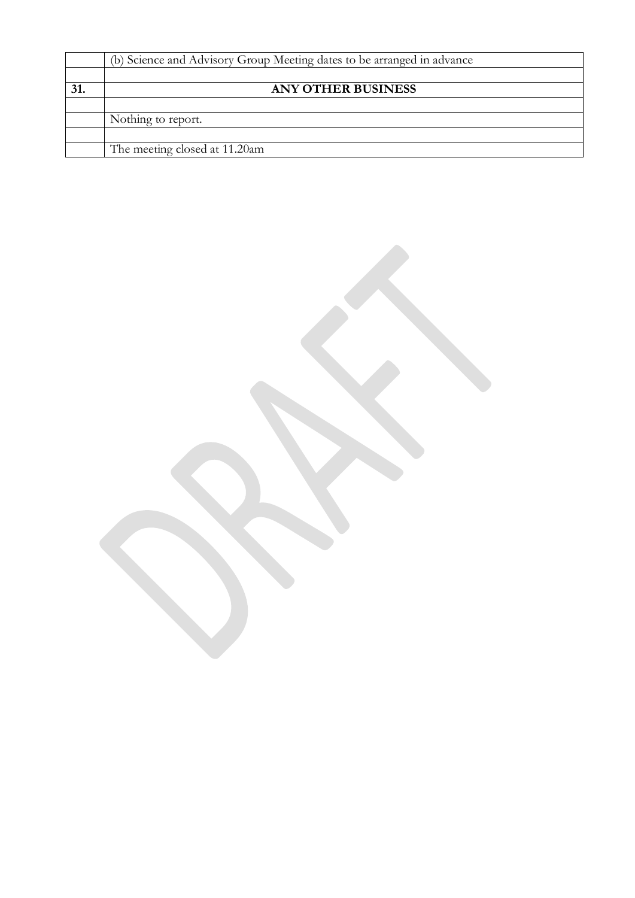| | |
|---|---|
| | (b) Science and Advisory Group Meeting dates to be arranged in advance |
| | |
| **31.** | **ANY OTHER BUSINESS** |
| | |
| | Nothing to report. |
| | |
| | The meeting closed at 11.20am |